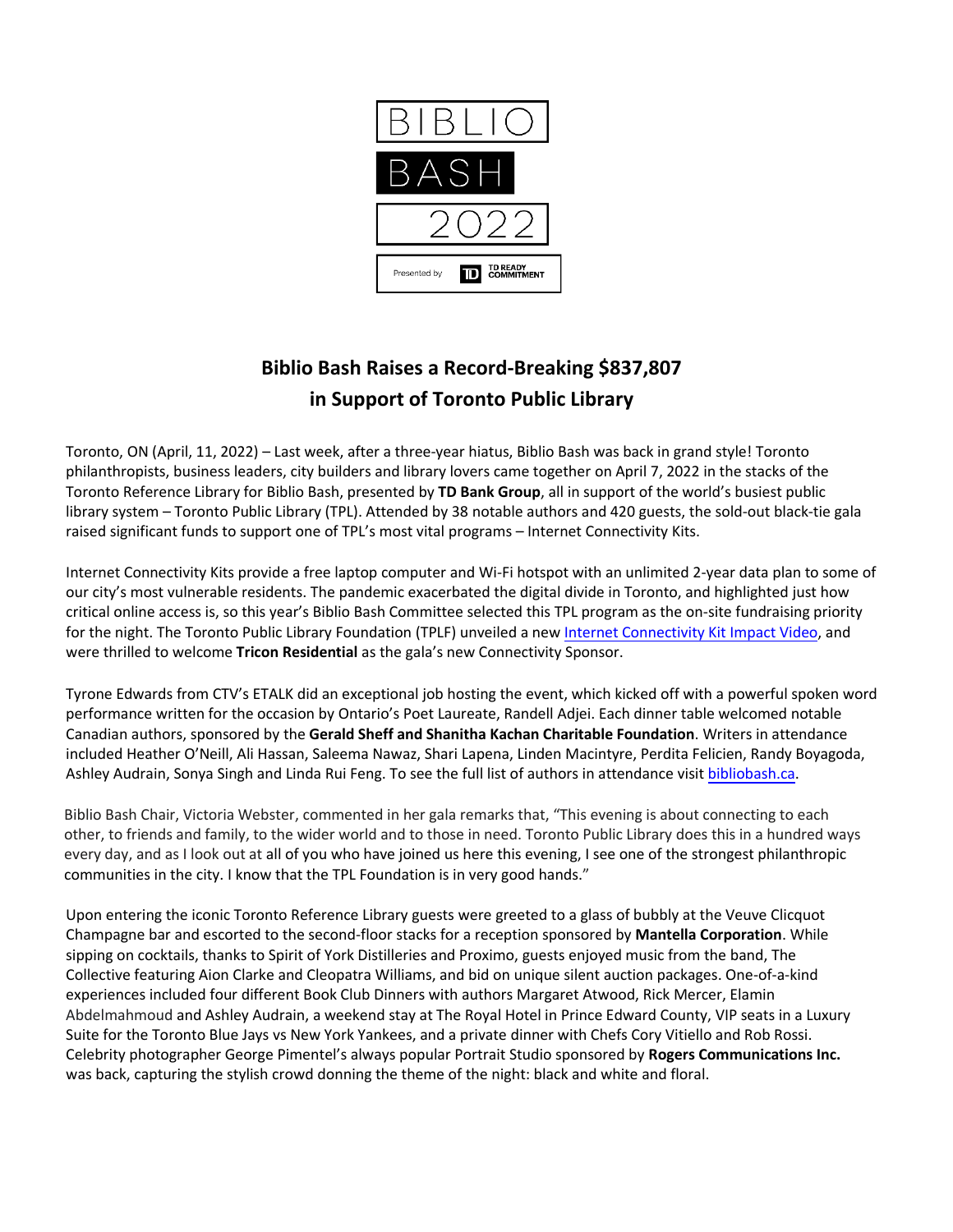BIBLIO

BASH

2022

Presented by TD READY COMMITMENT

# Biblio Bash Raises a Record-Breaking $837,807 in Support of Toronto Public Library

Toronto, ON (April, 11, 2022) – Last week, after a three-year hiatus, Biblio Bash was back in grand style! Toronto philanthropists, business leaders, city builders and library lovers came together on April 7, 2022 in the stacks of the Toronto Reference Library for Biblio Bash, presented by **TD Bank Group**, all in support of the world's busiest public library system – Toronto Public Library (TPL). Attended by 38 notable authors and 420 guests, the sold-out black-tie gala raised significant funds to support one of TPL's most vital programs – Internet Connectivity Kits.

Internet Connectivity Kits provide a free laptop computer and Wi-Fi hotspot with an unlimited 2-year data plan to some of our city's most vulnerable residents. The pandemic exacerbated the digital divide in Toronto, and highlighted just how critical online access is, so this year's Biblio Bash Committee selected this TPL program as the on-site fundraising priority for the night. The Toronto Public Library Foundation (TPLF) unveiled a new Internet Connectivity Kit Impact Video, and were thrilled to welcome **Tricon Residential** as the gala's new Connectivity Sponsor.

Tyrone Edwards from CTV's ETALK did an exceptional job hosting the event, which kicked off with a powerful spoken word performance written for the occasion by Ontario's Poet Laureate, Randell Adjei. Each dinner table welcomed notable Canadian authors, sponsored by the **Gerald Sheff and Shanitha Kachan Charitable Foundation**. Writers in attendance included Heather O'Neill, Ali Hassan, Saleema Nawaz, Shari Lapena, Linden Macintyre, Perdita Felicien, Randy Boyagoda, Ashley Audrain, Sonya Singh and Linda Rui Feng. To see the full list of authors in attendance visit bibliobash.ca.

Biblio Bash Chair, Victoria Webster, commented in her gala remarks that, "This evening is about connecting to each other, to friends and family, to the wider world and to those in need. Toronto Public Library does this in a hundred ways every day, and as I look out at all of you who have joined us here this evening, I see one of the strongest philanthropic communities in the city. I know that the TPL Foundation is in very good hands."

Upon entering the iconic Toronto Reference Library guests were greeted to a glass of bubbly at the Veuve Clicquot Champagne bar and escorted to the second-floor stacks for a reception sponsored by **Mantella Corporation**. While sipping on cocktails, thanks to Spirit of York Distilleries and Proximo, guests enjoyed music from the band, The Collective featuring Aion Clarke and Cleopatra Williams, and bid on unique silent auction packages. One-of-a-kind experiences included four different Book Club Dinners with authors Margaret Atwood, Rick Mercer, Elamin Abdelmahmoud and Ashley Audrain, a weekend stay at The Royal Hotel in Prince Edward County, VIP seats in a Luxury Suite for the Toronto Blue Jays vs New York Yankees, and a private dinner with Chefs Cory Vitiello and Rob Rossi. Celebrity photographer George Pimentel's always popular Portrait Studio sponsored by **Rogers Communications Inc.** was back, capturing the stylish crowd donning the theme of the night: black and white and floral.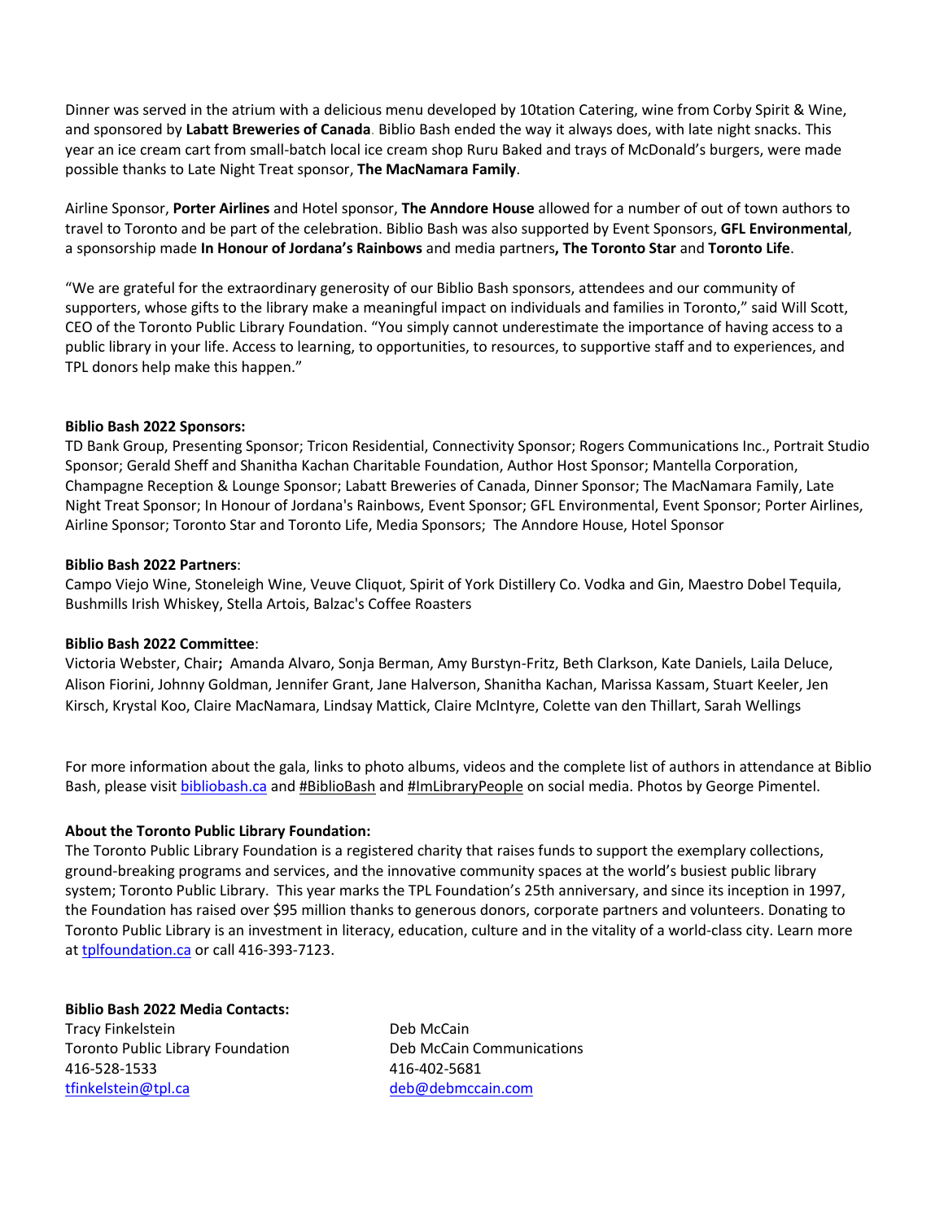Dinner was served in the atrium with a delicious menu developed by 10tation Catering, wine from Corby Spirit & Wine, and sponsored by **Labatt Breweries of Canada**. Biblio Bash ended the way it always does, with late night snacks. This year an ice cream cart from small-batch local ice cream shop Ruru Baked and trays of McDonald's burgers, were made possible thanks to Late Night Treat sponsor, **The MacNamara Family**.

Airline Sponsor, **Porter Airlines** and Hotel sponsor, **The Anndore House** allowed for a number of out of town authors to travel to Toronto and be part of the celebration. Biblio Bash was also supported by Event Sponsors, **GFL Environmental**, a sponsorship made **In Honour of Jordana's Rainbows** and media partners**, The Toronto Star** and **Toronto Life**.

"We are grateful for the extraordinary generosity of our Biblio Bash sponsors, attendees and our community of supporters, whose gifts to the library make a meaningful impact on individuals and families in Toronto," said Will Scott, CEO of the Toronto Public Library Foundation. "You simply cannot underestimate the importance of having access to a public library in your life. Access to learning, to opportunities, to resources, to supportive staff and to experiences, and TPL donors help make this happen."

**Biblio Bash 2022 Sponsors:**
TD Bank Group, Presenting Sponsor; Tricon Residential, Connectivity Sponsor; Rogers Communications Inc., Portrait Studio Sponsor; Gerald Sheff and Shanitha Kachan Charitable Foundation, Author Host Sponsor; Mantella Corporation, Champagne Reception & Lounge Sponsor; Labatt Breweries of Canada, Dinner Sponsor; The MacNamara Family, Late Night Treat Sponsor; In Honour of Jordana's Rainbows, Event Sponsor; GFL Environmental, Event Sponsor; Porter Airlines, Airline Sponsor; Toronto Star and Toronto Life, Media Sponsors; The Anndore House, Hotel Sponsor

**Biblio Bash 2022 Partners**:
Campo Viejo Wine, Stoneleigh Wine, Veuve Cliquot, Spirit of York Distillery Co. Vodka and Gin, Maestro Dobel Tequila, Bushmills Irish Whiskey, Stella Artois, Balzac's Coffee Roasters

**Biblio Bash 2022 Committee**:
Victoria Webster, Chair**;** Amanda Alvaro, Sonja Berman, Amy Burstyn-Fritz, Beth Clarkson, Kate Daniels, Laila Deluce, Alison Fiorini, Johnny Goldman, Jennifer Grant, Jane Halverson, Shanitha Kachan, Marissa Kassam, Stuart Keeler, Jen Kirsch, Krystal Koo, Claire MacNamara, Lindsay Mattick, Claire McIntyre, Colette van den Thillart, Sarah Wellings

For more information about the gala, links to photo albums, videos and the complete list of authors in attendance at Biblio Bash, please visit bibliobash.ca and #BiblioBash and #ImLibraryPeople on social media. Photos by George Pimentel.

**About the Toronto Public Library Foundation:**
The Toronto Public Library Foundation is a registered charity that raises funds to support the exemplary collections, ground-breaking programs and services, and the innovative community spaces at the world's busiest public library system; Toronto Public Library. This year marks the TPL Foundation's 25th anniversary, and since its inception in 1997, the Foundation has raised over $95 million thanks to generous donors, corporate partners and volunteers. Donating to Toronto Public Library is an investment in literacy, education, culture and in the vitality of a world-class city. Learn more at tplfoundation.ca or call 416-393-7123.

**Biblio Bash 2022 Media Contacts:**

Tracy Finkelstein
Toronto Public Library Foundation
416-528-1533
tfinkelstein@tpl.ca

Deb McCain
Deb McCain Communications
416-402-5681
deb@debmccain.com